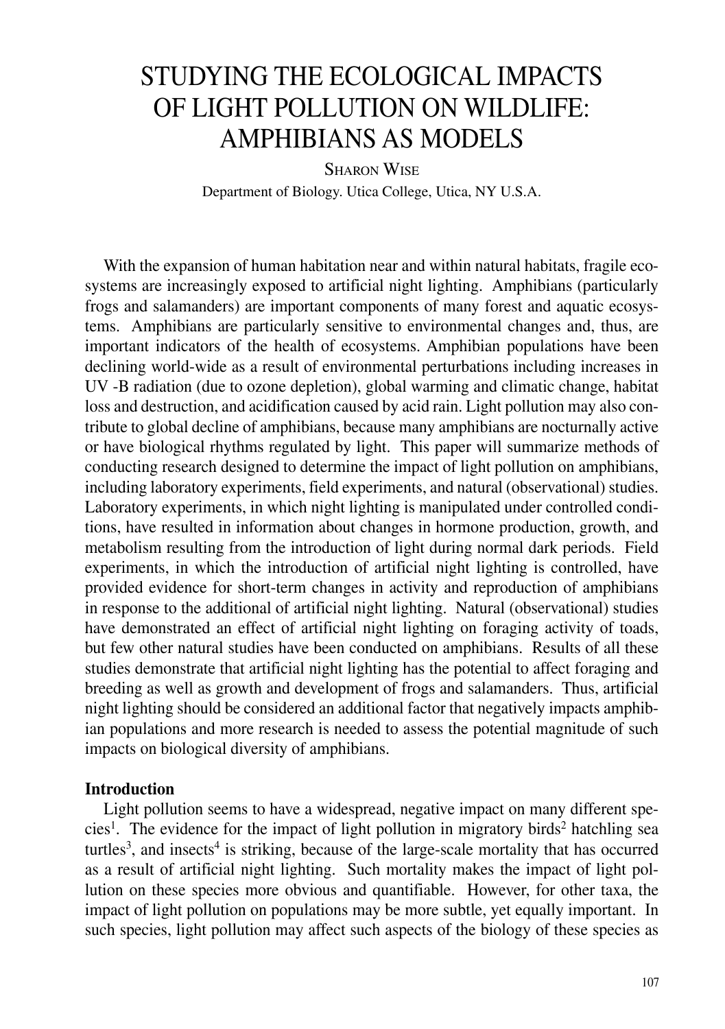# STUDYING THE ECOLOGICAL IMPACTS OF LIGHT POLLUTION ON WILDLIFE: AMPHIBIANS AS MODELS

SHARON WISE

Department of Biology. Utica College, Utica, NY U.S.A.

With the expansion of human habitation near and within natural habitats, fragile ecosystems are increasingly exposed to artificial night lighting. Amphibians (particularly frogs and salamanders) are important components of many forest and aquatic ecosystems. Amphibians are particularly sensitive to environmental changes and, thus, are important indicators of the health of ecosystems. Amphibian populations have been declining world-wide as a result of environmental perturbations including increases in UV -B radiation (due to ozone depletion), global warming and climatic change, habitat loss and destruction, and acidification caused by acid rain. Light pollution may also contribute to global decline of amphibians, because many amphibians are nocturnally active or have biological rhythms regulated by light. This paper will summarize methods of conducting research designed to determine the impact of light pollution on amphibians, including laboratory experiments, field experiments, and natural (observational) studies. Laboratory experiments, in which night lighting is manipulated under controlled conditions, have resulted in information about changes in hormone production, growth, and metabolism resulting from the introduction of light during normal dark periods. Field experiments, in which the introduction of artificial night lighting is controlled, have provided evidence for short-term changes in activity and reproduction of amphibians in response to the additional of artificial night lighting. Natural (observational) studies have demonstrated an effect of artificial night lighting on foraging activity of toads, but few other natural studies have been conducted on amphibians. Results of all these studies demonstrate that artificial night lighting has the potential to affect foraging and breeding as well as growth and development of frogs and salamanders. Thus, artificial night lighting should be considered an additional factor that negatively impacts amphibian populations and more research is needed to assess the potential magnitude of such impacts on biological diversity of amphibians.

## Introduction

Light pollution seems to have a widespread, negative impact on many different species[1]. The evidence for the impact of light pollution in migratory birds[2] hatchling sea turtles[3], and insects[4] is striking, because of the large-scale mortality that has occurred as a result of artificial night lighting. Such mortality makes the impact of light pollution on these species more obvious and quantifiable. However, for other taxa, the impact of light pollution on populations may be more subtle, yet equally important. In such species, light pollution may affect such aspects of the biology of these species as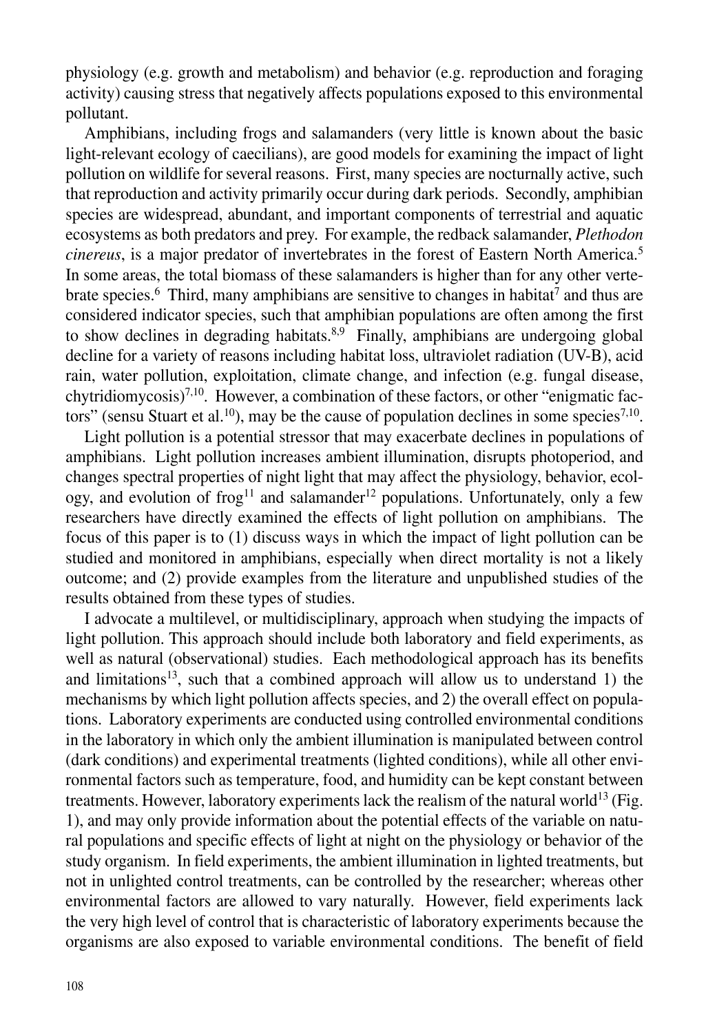physiology (e.g. growth and metabolism) and behavior (e.g. reproduction and foraging activity) causing stress that negatively affects populations exposed to this environmental pollutant.

Amphibians, including frogs and salamanders (very little is known about the basic light-relevant ecology of caecilians), are good models for examining the impact of light pollution on wildlife for several reasons. First, many species are nocturnally active, such that reproduction and activity primarily occur during dark periods. Secondly, amphibian species are widespread, abundant, and important components of terrestrial and aquatic ecosystems as both predators and prey. For example, the redback salamander, *Plethodon cinereus*, is a major predator of invertebrates in the forest of Eastern North America.[5] In some areas, the total biomass of these salamanders is higher than for any other vertebrate species.[6] Third, many amphibians are sensitive to changes in habitat[7] and thus are considered indicator species, such that amphibian populations are often among the first to show declines in degrading habitats.[8,9] Finally, amphibians are undergoing global decline for a variety of reasons including habitat loss, ultraviolet radiation (UV-B), acid rain, water pollution, exploitation, climate change, and infection (e.g. fungal disease, chytridiomycosis)[7,10]. However, a combination of these factors, or other "enigmatic factors" (sensu Stuart et al.[10]), may be the cause of population declines in some species[7,10].

Light pollution is a potential stressor that may exacerbate declines in populations of amphibians. Light pollution increases ambient illumination, disrupts photoperiod, and changes spectral properties of night light that may affect the physiology, behavior, ecology, and evolution of frog[11] and salamander[12] populations. Unfortunately, only a few researchers have directly examined the effects of light pollution on amphibians. The focus of this paper is to (1) discuss ways in which the impact of light pollution can be studied and monitored in amphibians, especially when direct mortality is not a likely outcome; and (2) provide examples from the literature and unpublished studies of the results obtained from these types of studies.

I advocate a multilevel, or multidisciplinary, approach when studying the impacts of light pollution. This approach should include both laboratory and field experiments, as well as natural (observational) studies. Each methodological approach has its benefits and limitations[13], such that a combined approach will allow us to understand 1) the mechanisms by which light pollution affects species, and 2) the overall effect on populations. Laboratory experiments are conducted using controlled environmental conditions in the laboratory in which only the ambient illumination is manipulated between control (dark conditions) and experimental treatments (lighted conditions), while all other environmental factors such as temperature, food, and humidity can be kept constant between treatments. However, laboratory experiments lack the realism of the natural world[13] (Fig. 1), and may only provide information about the potential effects of the variable on natural populations and specific effects of light at night on the physiology or behavior of the study organism. In field experiments, the ambient illumination in lighted treatments, but not in unlighted control treatments, can be controlled by the researcher; whereas other environmental factors are allowed to vary naturally. However, field experiments lack the very high level of control that is characteristic of laboratory experiments because the organisms are also exposed to variable environmental conditions. The benefit of field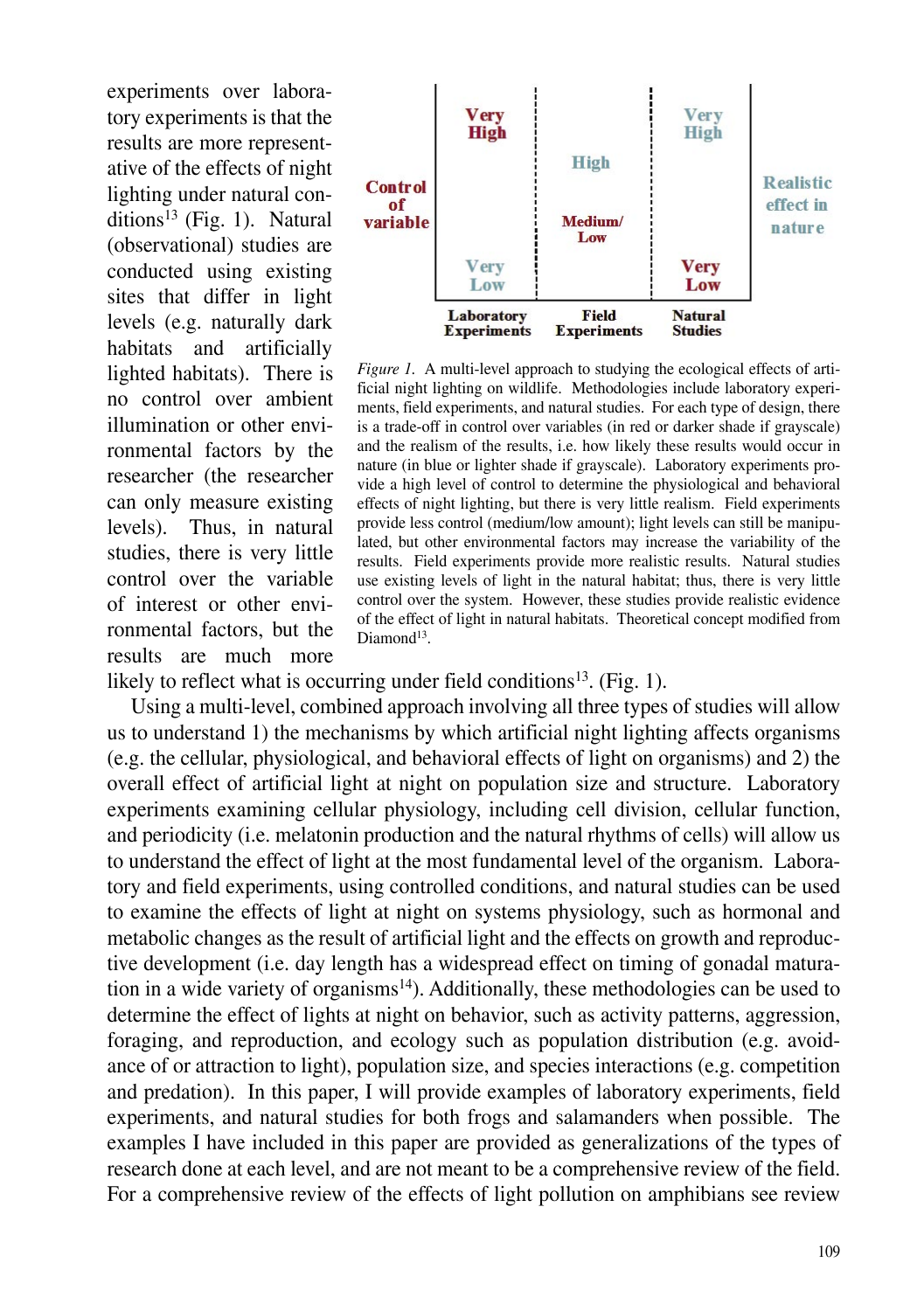experiments over laboratory experiments is that the results are more representative of the effects of night lighting under natural conditions[13] (Fig. 1). Natural (observational) studies are conducted using existing sites that differ in light levels (e.g. naturally dark habitats and artificially lighted habitats). There is no control over ambient illumination or other environmental factors by the researcher (the researcher can only measure existing levels). Thus, in natural studies, there is very little control over the variable of interest or other environmental factors, but the results are much more likely to reflect what is occurring under field conditions[13]. (Fig. 1).

| | Laboratory Experiments | Field Experiments | Natural Studies | |
|---|---|---|---|---|
| Control of variable | Very High | Medium/ Low | Very Low | |
| | Very Low | High | Very High | Realistic effect in nature |

*Figure 1.* A multi-level approach to studying the ecological effects of artificial night lighting on wildlife. Methodologies include laboratory experiments, field experiments, and natural studies. For each type of design, there is a trade-off in control over variables (in red or darker shade if grayscale) and the realism of the results, i.e. how likely these results would occur in nature (in blue or lighter shade if grayscale). Laboratory experiments provide a high level of control to determine the physiological and behavioral effects of night lighting, but there is very little realism. Field experiments provide less control (medium/low amount); light levels can still be manipulated, but other environmental factors may increase the variability of the results. Field experiments provide more realistic results. Natural studies use existing levels of light in the natural habitat; thus, there is very little control over the system. However, these studies provide realistic evidence of the effect of light in natural habitats. Theoretical concept modified from Diamond[13].

Using a multi-level, combined approach involving all three types of studies will allow us to understand 1) the mechanisms by which artificial night lighting affects organisms (e.g. the cellular, physiological, and behavioral effects of light on organisms) and 2) the overall effect of artificial light at night on population size and structure. Laboratory experiments examining cellular physiology, including cell division, cellular function, and periodicity (i.e. melatonin production and the natural rhythms of cells) will allow us to understand the effect of light at the most fundamental level of the organism. Laboratory and field experiments, using controlled conditions, and natural studies can be used to examine the effects of light at night on systems physiology, such as hormonal and metabolic changes as the result of artificial light and the effects on growth and reproductive development (i.e. day length has a widespread effect on timing of gonadal maturation in a wide variety of organisms[14]). Additionally, these methodologies can be used to determine the effect of lights at night on behavior, such as activity patterns, aggression, foraging, and reproduction, and ecology such as population distribution (e.g. avoidance of or attraction to light), population size, and species interactions (e.g. competition and predation). In this paper, I will provide examples of laboratory experiments, field experiments, and natural studies for both frogs and salamanders when possible. The examples I have included in this paper are provided as generalizations of the types of research done at each level, and are not meant to be a comprehensive review of the field. For a comprehensive review of the effects of light pollution on amphibians see review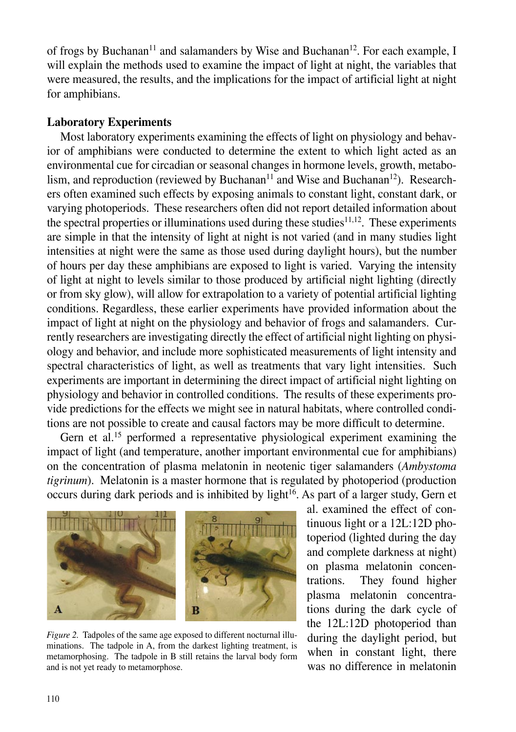of frogs by Buchanan[11] and salamanders by Wise and Buchanan[12]. For each example, I will explain the methods used to examine the impact of light at night, the variables that were measured, the results, and the implications for the impact of artificial light at night for amphibians.

## Laboratory Experiments

Most laboratory experiments examining the effects of light on physiology and behavior of amphibians were conducted to determine the extent to which light acted as an environmental cue for circadian or seasonal changes in hormone levels, growth, metabolism, and reproduction (reviewed by Buchanan[11] and Wise and Buchanan[12]). Researchers often examined such effects by exposing animals to constant light, constant dark, or varying photoperiods. These researchers often did not report detailed information about the spectral properties or illuminations used during these studies[11,12]. These experiments are simple in that the intensity of light at night is not varied (and in many studies light intensities at night were the same as those used during daylight hours), but the number of hours per day these amphibians are exposed to light is varied. Varying the intensity of light at night to levels similar to those produced by artificial night lighting (directly or from sky glow), will allow for extrapolation to a variety of potential artificial lighting conditions. Regardless, these earlier experiments have provided information about the impact of light at night on the physiology and behavior of frogs and salamanders. Currently researchers are investigating directly the effect of artificial night lighting on physiology and behavior, and include more sophisticated measurements of light intensity and spectral characteristics of light, as well as treatments that vary light intensities. Such experiments are important in determining the direct impact of artificial night lighting on physiology and behavior in controlled conditions. The results of these experiments provide predictions for the effects we might see in natural habitats, where controlled conditions are not possible to create and causal factors may be more difficult to determine.

Gern et al.[15] performed a representative physiological experiment examining the impact of light (and temperature, another important environmental cue for amphibians) on the concentration of plasma melatonin in neotenic tiger salamanders (*Ambystoma tigrinum*). Melatonin is a master hormone that is regulated by photoperiod (production occurs during dark periods and is inhibited by light[16]. As part of a larger study, Gern et al. examined the effect of continuous light or a 12L:12D photoperiod (lighted during the day and complete darkness at night) on plasma melatonin concentrations. They found higher plasma melatonin concentrations during the dark cycle of the 12L:12D photoperiod than during the daylight period, but when in constant light, there was no difference in melatonin

*Figure 2.* Tadpoles of the same age exposed to different nocturnal illuminations. The tadpole in A, from the darkest lighting treatment, is metamorphosing. The tadpole in B still retains the larval body form and is not yet ready to metamorphose.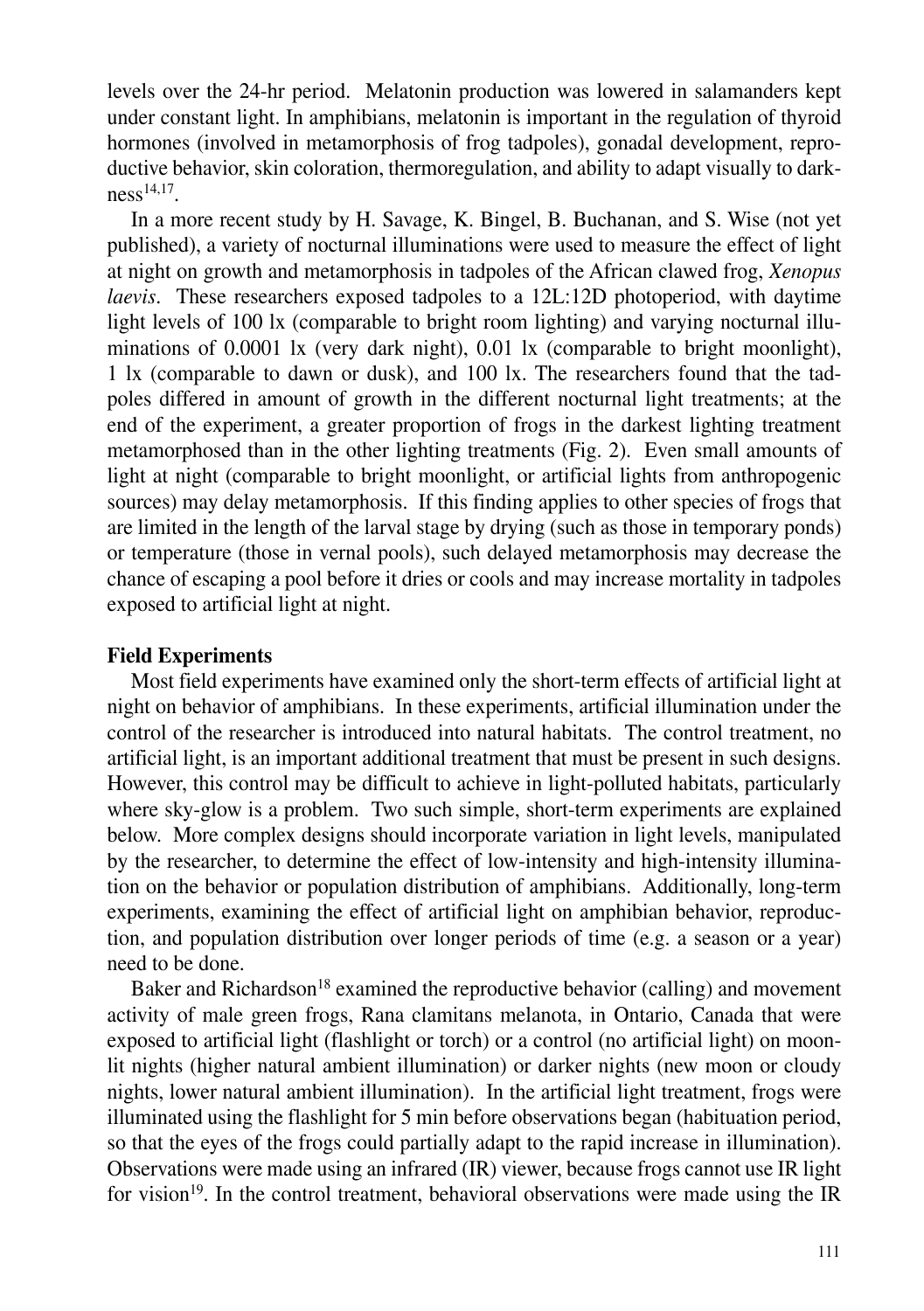levels over the 24-hr period. Melatonin production was lowered in salamanders kept under constant light. In amphibians, melatonin is important in the regulation of thyroid hormones (involved in metamorphosis of frog tadpoles), gonadal development, reproductive behavior, skin coloration, thermoregulation, and ability to adapt visually to darkness[14,17].

In a more recent study by H. Savage, K. Bingel, B. Buchanan, and S. Wise (not yet published), a variety of nocturnal illuminations were used to measure the effect of light at night on growth and metamorphosis in tadpoles of the African clawed frog, *Xenopus laevis*. These researchers exposed tadpoles to a 12L:12D photoperiod, with daytime light levels of 100 lx (comparable to bright room lighting) and varying nocturnal illuminations of 0.0001 lx (very dark night), 0.01 lx (comparable to bright moonlight), 1 lx (comparable to dawn or dusk), and 100 lx. The researchers found that the tadpoles differed in amount of growth in the different nocturnal light treatments; at the end of the experiment, a greater proportion of frogs in the darkest lighting treatment metamorphosed than in the other lighting treatments (Fig. 2). Even small amounts of light at night (comparable to bright moonlight, or artificial lights from anthropogenic sources) may delay metamorphosis. If this finding applies to other species of frogs that are limited in the length of the larval stage by drying (such as those in temporary ponds) or temperature (those in vernal pools), such delayed metamorphosis may decrease the chance of escaping a pool before it dries or cools and may increase mortality in tadpoles exposed to artificial light at night.

**Field Experiments**

Most field experiments have examined only the short-term effects of artificial light at night on behavior of amphibians. In these experiments, artificial illumination under the control of the researcher is introduced into natural habitats. The control treatment, no artificial light, is an important additional treatment that must be present in such designs. However, this control may be difficult to achieve in light-polluted habitats, particularly where sky-glow is a problem. Two such simple, short-term experiments are explained below. More complex designs should incorporate variation in light levels, manipulated by the researcher, to determine the effect of low-intensity and high-intensity illumination on the behavior or population distribution of amphibians. Additionally, long-term experiments, examining the effect of artificial light on amphibian behavior, reproduction, and population distribution over longer periods of time (e.g. a season or a year) need to be done.

Baker and Richardson[18] examined the reproductive behavior (calling) and movement activity of male green frogs, Rana clamitans melanota, in Ontario, Canada that were exposed to artificial light (flashlight or torch) or a control (no artificial light) on moonlit nights (higher natural ambient illumination) or darker nights (new moon or cloudy nights, lower natural ambient illumination). In the artificial light treatment, frogs were illuminated using the flashlight for 5 min before observations began (habituation period, so that the eyes of the frogs could partially adapt to the rapid increase in illumination). Observations were made using an infrared (IR) viewer, because frogs cannot use IR light for vision[19]. In the control treatment, behavioral observations were made using the IR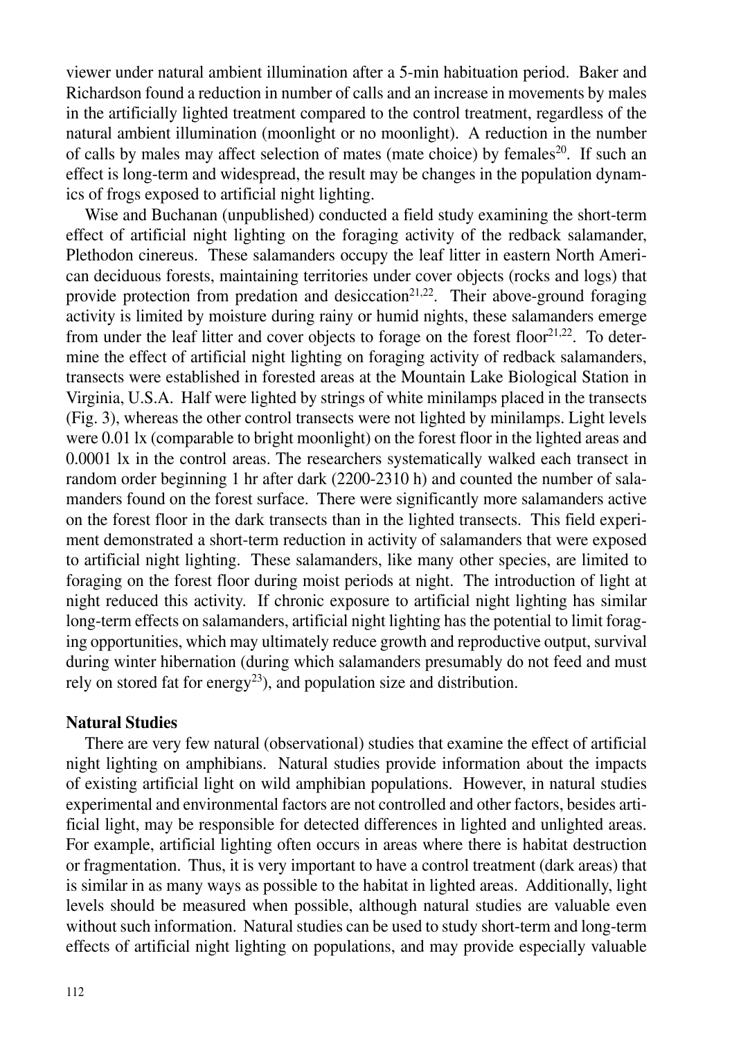viewer under natural ambient illumination after a 5-min habituation period. Baker and Richardson found a reduction in number of calls and an increase in movements by males in the artificially lighted treatment compared to the control treatment, regardless of the natural ambient illumination (moonlight or no moonlight). A reduction in the number of calls by males may affect selection of mates (mate choice) by females[20]. If such an effect is long-term and widespread, the result may be changes in the population dynamics of frogs exposed to artificial night lighting.

Wise and Buchanan (unpublished) conducted a field study examining the short-term effect of artificial night lighting on the foraging activity of the redback salamander, Plethodon cinereus. These salamanders occupy the leaf litter in eastern North American deciduous forests, maintaining territories under cover objects (rocks and logs) that provide protection from predation and desiccation[21,22]. Their above-ground foraging activity is limited by moisture during rainy or humid nights, these salamanders emerge from under the leaf litter and cover objects to forage on the forest floor[21,22]. To determine the effect of artificial night lighting on foraging activity of redback salamanders, transects were established in forested areas at the Mountain Lake Biological Station in Virginia, U.S.A. Half were lighted by strings of white minilamps placed in the transects (Fig. 3), whereas the other control transects were not lighted by minilamps. Light levels were 0.01 lx (comparable to bright moonlight) on the forest floor in the lighted areas and 0.0001 lx in the control areas. The researchers systematically walked each transect in random order beginning 1 hr after dark (2200-2310 h) and counted the number of salamanders found on the forest surface. There were significantly more salamanders active on the forest floor in the dark transects than in the lighted transects. This field experiment demonstrated a short-term reduction in activity of salamanders that were exposed to artificial night lighting. These salamanders, like many other species, are limited to foraging on the forest floor during moist periods at night. The introduction of light at night reduced this activity. If chronic exposure to artificial night lighting has similar long-term effects on salamanders, artificial night lighting has the potential to limit foraging opportunities, which may ultimately reduce growth and reproductive output, survival during winter hibernation (during which salamanders presumably do not feed and must rely on stored fat for energy[23]), and population size and distribution.

**Natural Studies**

There are very few natural (observational) studies that examine the effect of artificial night lighting on amphibians. Natural studies provide information about the impacts of existing artificial light on wild amphibian populations. However, in natural studies experimental and environmental factors are not controlled and other factors, besides artificial light, may be responsible for detected differences in lighted and unlighted areas. For example, artificial lighting often occurs in areas where there is habitat destruction or fragmentation. Thus, it is very important to have a control treatment (dark areas) that is similar in as many ways as possible to the habitat in lighted areas. Additionally, light levels should be measured when possible, although natural studies are valuable even without such information. Natural studies can be used to study short-term and long-term effects of artificial night lighting on populations, and may provide especially valuable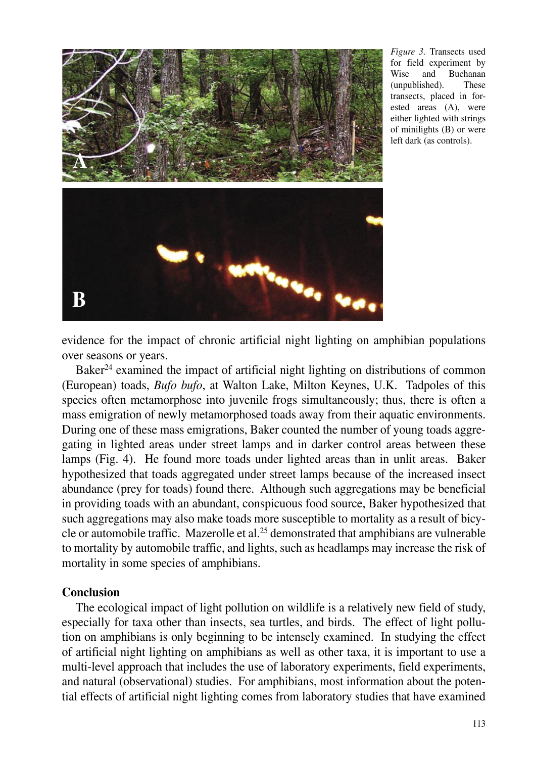*Figure 3.* Transects used for field experiment by Wise and Buchanan (unpublished). These transects, placed in forested areas (A), were either lighted with strings of minilights (B) or were left dark (as controls).

evidence for the impact of chronic artificial night lighting on amphibian populations over seasons or years.

Baker[24] examined the impact of artificial night lighting on distributions of common (European) toads, *Bufo bufo*, at Walton Lake, Milton Keynes, U.K. Tadpoles of this species often metamorphose into juvenile frogs simultaneously; thus, there is often a mass emigration of newly metamorphosed toads away from their aquatic environments. During one of these mass emigrations, Baker counted the number of young toads aggregating in lighted areas under street lamps and in darker control areas between these lamps (Fig. 4). He found more toads under lighted areas than in unlit areas. Baker hypothesized that toads aggregated under street lamps because of the increased insect abundance (prey for toads) found there. Although such aggregations may be beneficial in providing toads with an abundant, conspicuous food source, Baker hypothesized that such aggregations may also make toads more susceptible to mortality as a result of bicycle or automobile traffic. Mazerolle et al.[25] demonstrated that amphibians are vulnerable to mortality by automobile traffic, and lights, such as headlamps may increase the risk of mortality in some species of amphibians.

## Conclusion

The ecological impact of light pollution on wildlife is a relatively new field of study, especially for taxa other than insects, sea turtles, and birds. The effect of light pollution on amphibians is only beginning to be intensely examined. In studying the effect of artificial night lighting on amphibians as well as other taxa, it is important to use a multi-level approach that includes the use of laboratory experiments, field experiments, and natural (observational) studies. For amphibians, most information about the potential effects of artificial night lighting comes from laboratory studies that have examined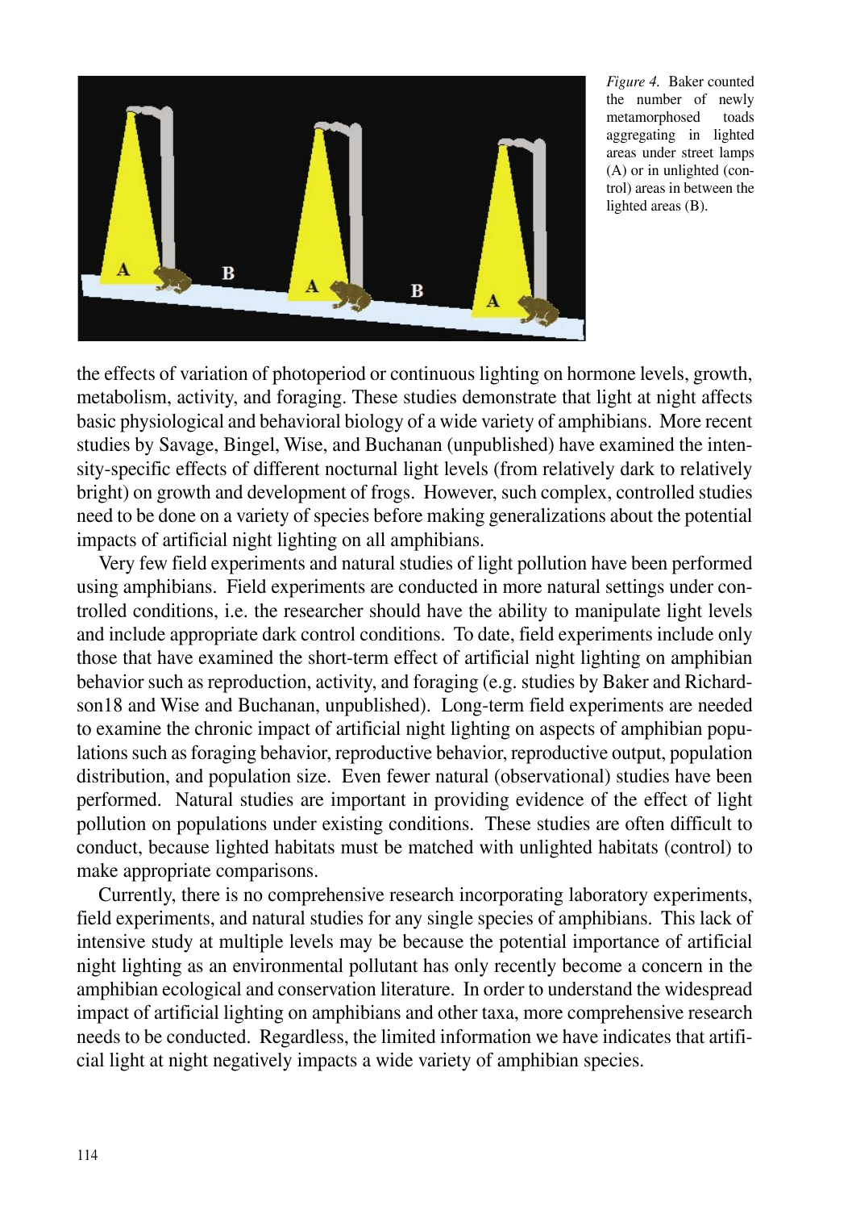*Figure 4.* Baker counted the number of newly metamorphosed toads aggregating in lighted areas under street lamps (A) or in unlighted (control) areas in between the lighted areas (B).

the effects of variation of photoperiod or continuous lighting on hormone levels, growth, metabolism, activity, and foraging. These studies demonstrate that light at night affects basic physiological and behavioral biology of a wide variety of amphibians. More recent studies by Savage, Bingel, Wise, and Buchanan (unpublished) have examined the intensity-specific effects of different nocturnal light levels (from relatively dark to relatively bright) on growth and development of frogs. However, such complex, controlled studies need to be done on a variety of species before making generalizations about the potential impacts of artificial night lighting on all amphibians.

Very few field experiments and natural studies of light pollution have been performed using amphibians. Field experiments are conducted in more natural settings under controlled conditions, i.e. the researcher should have the ability to manipulate light levels and include appropriate dark control conditions. To date, field experiments include only those that have examined the short-term effect of artificial night lighting on amphibian behavior such as reproduction, activity, and foraging (e.g. studies by Baker and Richardson18 and Wise and Buchanan, unpublished). Long-term field experiments are needed to examine the chronic impact of artificial night lighting on aspects of amphibian populations such as foraging behavior, reproductive behavior, reproductive output, population distribution, and population size. Even fewer natural (observational) studies have been performed. Natural studies are important in providing evidence of the effect of light pollution on populations under existing conditions. These studies are often difficult to conduct, because lighted habitats must be matched with unlighted habitats (control) to make appropriate comparisons.

Currently, there is no comprehensive research incorporating laboratory experiments, field experiments, and natural studies for any single species of amphibians. This lack of intensive study at multiple levels may be because the potential importance of artificial night lighting as an environmental pollutant has only recently become a concern in the amphibian ecological and conservation literature. In order to understand the widespread impact of artificial lighting on amphibians and other taxa, more comprehensive research needs to be conducted. Regardless, the limited information we have indicates that artificial light at night negatively impacts a wide variety of amphibian species.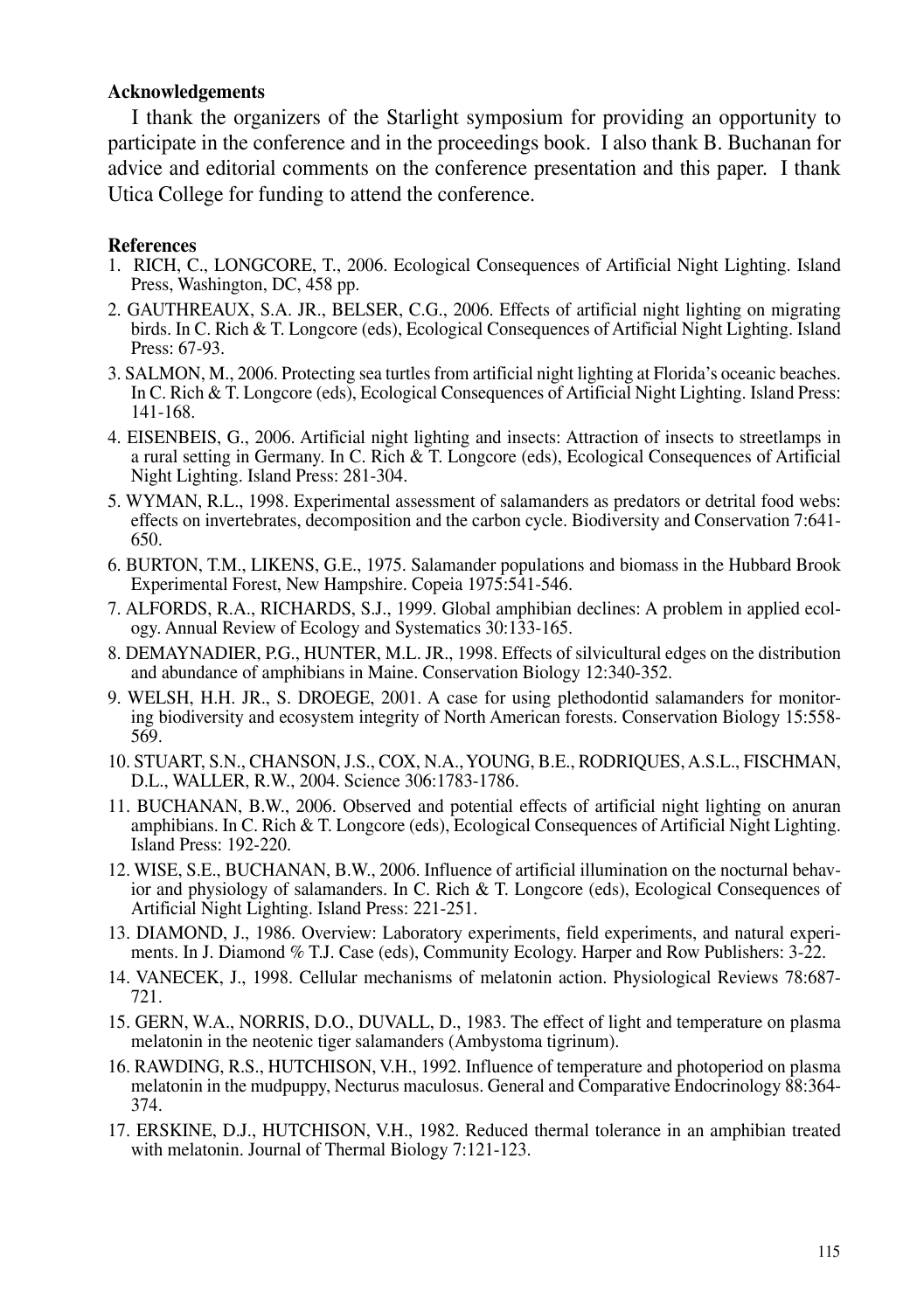**Acknowledgements**

I thank the organizers of the Starlight symposium for providing an opportunity to participate in the conference and in the proceedings book. I also thank B. Buchanan for advice and editorial comments on the conference presentation and this paper. I thank Utica College for funding to attend the conference.

**References**

1. RICH, C., LONGCORE, T., 2006. Ecological Consequences of Artificial Night Lighting. Island Press, Washington, DC, 458 pp.
2. GAUTHREAUX, S.A. JR., BELSER, C.G., 2006. Effects of artificial night lighting on migrating birds. In C. Rich & T. Longcore (eds), Ecological Consequences of Artificial Night Lighting. Island Press: 67-93.
3. SALMON, M., 2006. Protecting sea turtles from artificial night lighting at Florida's oceanic beaches. In C. Rich & T. Longcore (eds), Ecological Consequences of Artificial Night Lighting. Island Press: 141-168.
4. EISENBEIS, G., 2006. Artificial night lighting and insects: Attraction of insects to streetlamps in a rural setting in Germany. In C. Rich & T. Longcore (eds), Ecological Consequences of Artificial Night Lighting. Island Press: 281-304.
5. WYMAN, R.L., 1998. Experimental assessment of salamanders as predators or detrital food webs: effects on invertebrates, decomposition and the carbon cycle. Biodiversity and Conservation 7:641-650.
6. BURTON, T.M., LIKENS, G.E., 1975. Salamander populations and biomass in the Hubbard Brook Experimental Forest, New Hampshire. Copeia 1975:541-546.
7. ALFORDS, R.A., RICHARDS, S.J., 1999. Global amphibian declines: A problem in applied ecology. Annual Review of Ecology and Systematics 30:133-165.
8. DEMAYNADIER, P.G., HUNTER, M.L. JR., 1998. Effects of silvicultural edges on the distribution and abundance of amphibians in Maine. Conservation Biology 12:340-352.
9. WELSH, H.H. JR., S. DROEGE, 2001. A case for using plethodontid salamanders for monitoring biodiversity and ecosystem integrity of North American forests. Conservation Biology 15:558-569.
10. STUART, S.N., CHANSON, J.S., COX, N.A., YOUNG, B.E., RODRIQUES, A.S.L., FISCHMAN, D.L., WALLER, R.W., 2004. Science 306:1783-1786.
11. BUCHANAN, B.W., 2006. Observed and potential effects of artificial night lighting on anuran amphibians. In C. Rich & T. Longcore (eds), Ecological Consequences of Artificial Night Lighting. Island Press: 192-220.
12. WISE, S.E., BUCHANAN, B.W., 2006. Influence of artificial illumination on the nocturnal behavior and physiology of salamanders. In C. Rich & T. Longcore (eds), Ecological Consequences of Artificial Night Lighting. Island Press: 221-251.
13. DIAMOND, J., 1986. Overview: Laboratory experiments, field experiments, and natural experiments. In J. Diamond % T.J. Case (eds), Community Ecology. Harper and Row Publishers: 3-22.
14. VANECEK, J., 1998. Cellular mechanisms of melatonin action. Physiological Reviews 78:687-721.
15. GERN, W.A., NORRIS, D.O., DUVALL, D., 1983. The effect of light and temperature on plasma melatonin in the neotenic tiger salamanders (Ambystoma tigrinum).
16. RAWDING, R.S., HUTCHISON, V.H., 1992. Influence of temperature and photoperiod on plasma melatonin in the mudpuppy, Necturus maculosus. General and Comparative Endocrinology 88:364-374.
17. ERSKINE, D.J., HUTCHISON, V.H., 1982. Reduced thermal tolerance in an amphibian treated with melatonin. Journal of Thermal Biology 7:121-123.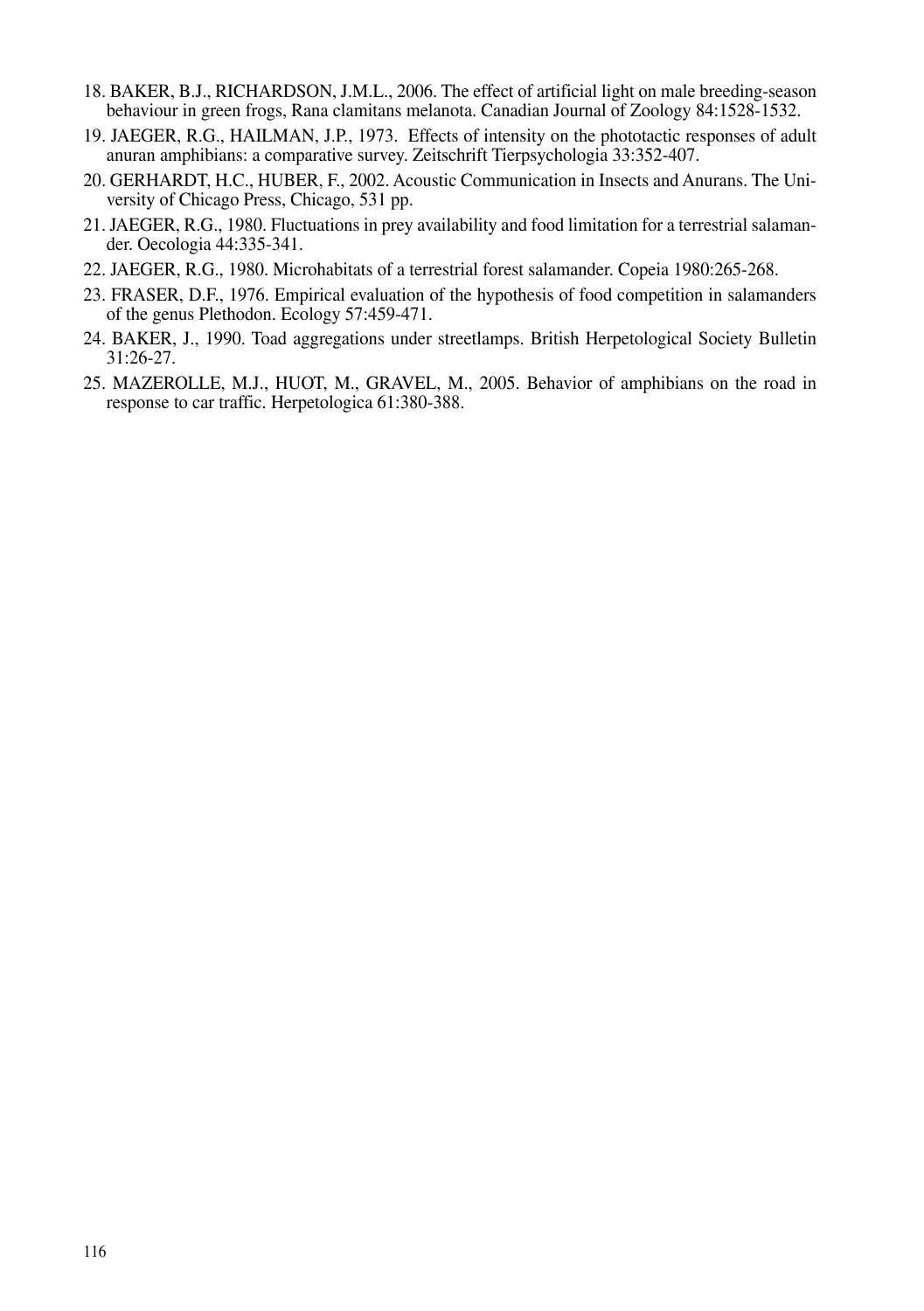18. BAKER, B.J., RICHARDSON, J.M.L., 2006. The effect of artificial light on male breeding-season behaviour in green frogs, Rana clamitans melanota. Canadian Journal of Zoology 84:1528-1532.
19. JAEGER, R.G., HAILMAN, J.P., 1973. Effects of intensity on the phototactic responses of adult anuran amphibians: a comparative survey. Zeitschrift Tierpsychologia 33:352-407.
20. GERHARDT, H.C., HUBER, F., 2002. Acoustic Communication in Insects and Anurans. The University of Chicago Press, Chicago, 531 pp.
21. JAEGER, R.G., 1980. Fluctuations in prey availability and food limitation for a terrestrial salamander. Oecologia 44:335-341.
22. JAEGER, R.G., 1980. Microhabitats of a terrestrial forest salamander. Copeia 1980:265-268.
23. FRASER, D.F., 1976. Empirical evaluation of the hypothesis of food competition in salamanders of the genus Plethodon. Ecology 57:459-471.
24. BAKER, J., 1990. Toad aggregations under streetlamps. British Herpetological Society Bulletin 31:26-27.
25. MAZEROLLE, M.J., HUOT, M., GRAVEL, M., 2005. Behavior of amphibians on the road in response to car traffic. Herpetologica 61:380-388.